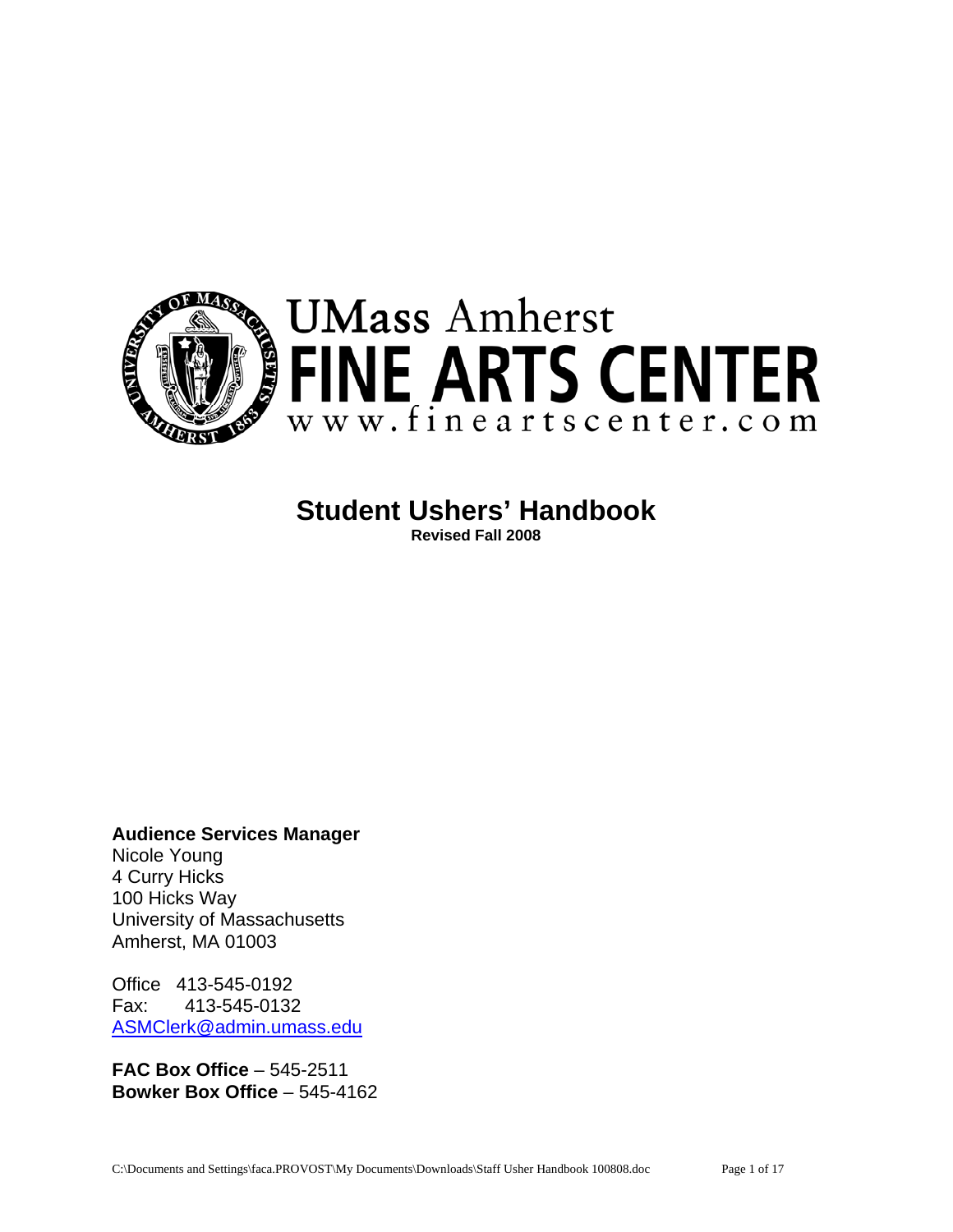UMass Amherst
FINE ARTS CENTER
www.fineartscenter.com

# Student Ushers' Handbook

**Revised Fall 2008**

**Audience Services Manager**
Nicole Young
4 Curry Hicks
100 Hicks Way
University of Massachusetts
Amherst, MA 01003

Office 413-545-0192
Fax: 413-545-0132
ASMClerk@admin.umass.edu

**FAC Box Office** – 545-2511
**Bowker Box Office** – 545-4162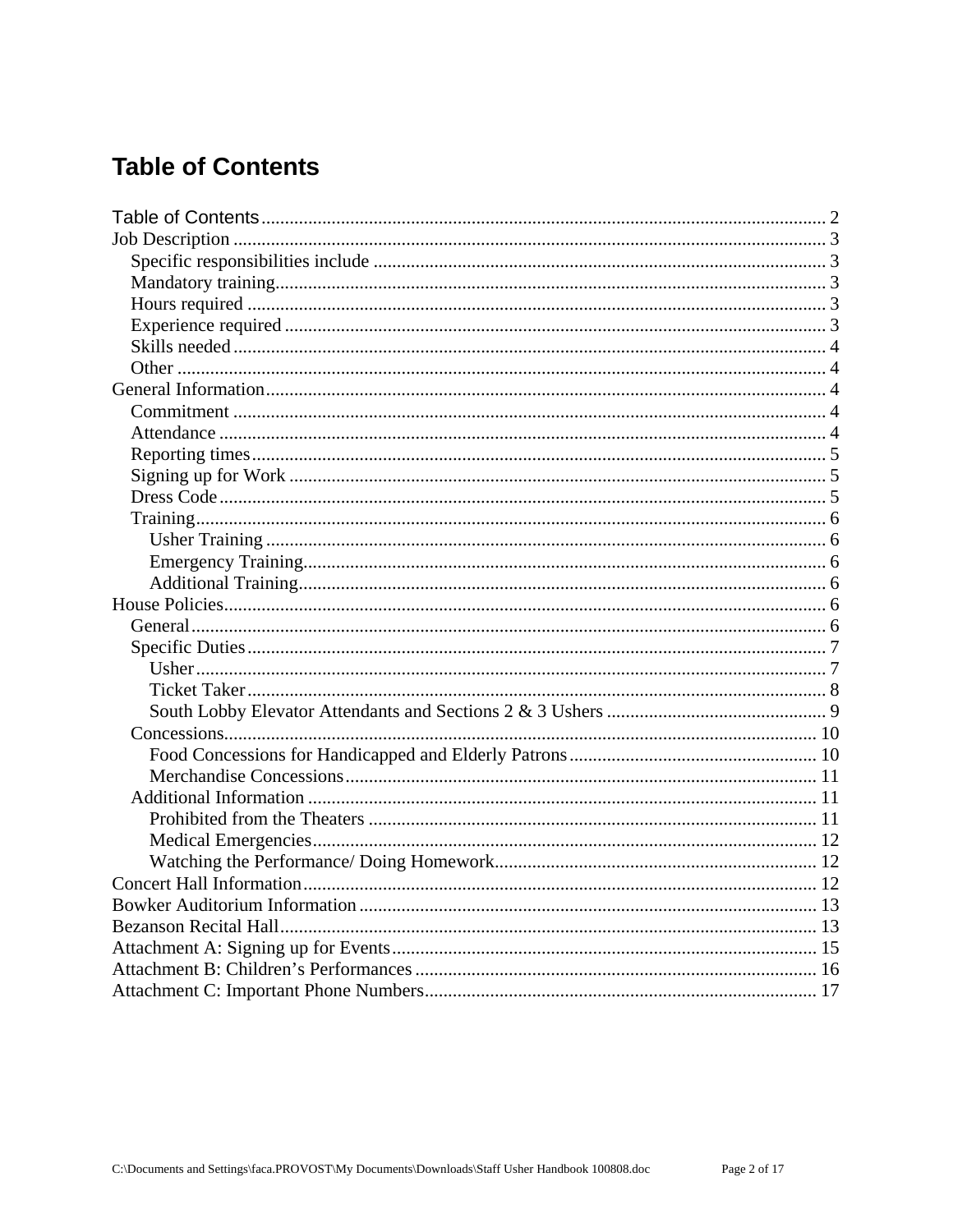# Table of Contents

- Table of Contents ... 2
- Job Description ... 3
  - Specific responsibilities include ... 3
  - Mandatory training ... 3
  - Hours required ... 3
  - Experience required ... 3
  - Skills needed ... 4
  - Other ... 4
- General Information ... 4
  - Commitment ... 4
  - Attendance ... 4
  - Reporting times ... 5
  - Signing up for Work ... 5
  - Dress Code ... 5
  - Training ... 6
    - Usher Training ... 6
    - Emergency Training ... 6
    - Additional Training ... 6
- House Policies ... 6
  - General ... 6
  - Specific Duties ... 7
    - Usher ... 7
    - Ticket Taker ... 8
    - South Lobby Elevator Attendants and Sections 2 & 3 Ushers ... 9
  - Concessions ... 10
    - Food Concessions for Handicapped and Elderly Patrons ... 10
    - Merchandise Concessions ... 11
  - Additional Information ... 11
    - Prohibited from the Theaters ... 11
    - Medical Emergencies ... 12
    - Watching the Performance/ Doing Homework ... 12
- Concert Hall Information ... 12
- Bowker Auditorium Information ... 13
- Bezanson Recital Hall ... 13
- Attachment A: Signing up for Events ... 15
- Attachment B: Children's Performances ... 16
- Attachment C: Important Phone Numbers ... 17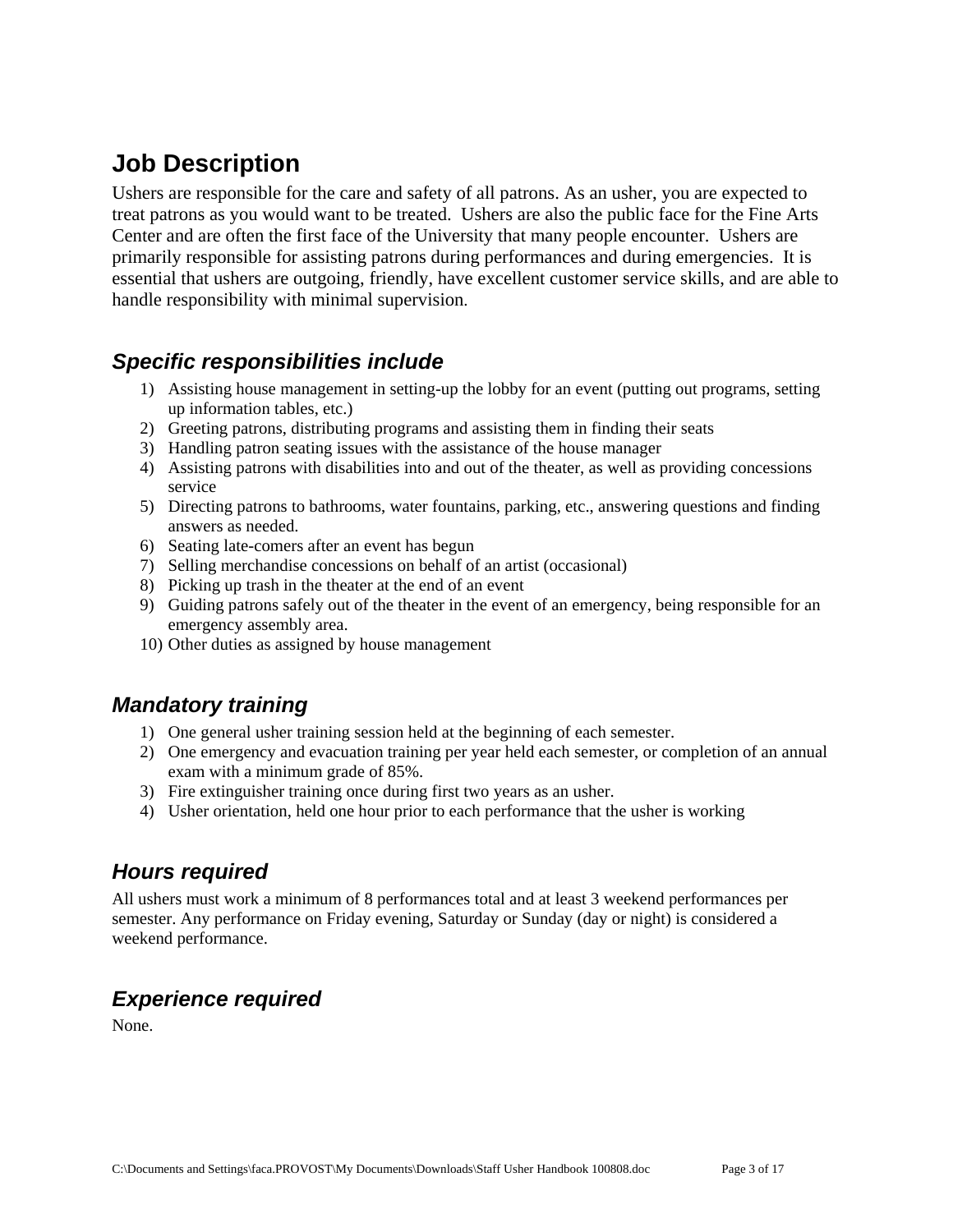# Job Description

Ushers are responsible for the care and safety of all patrons. As an usher, you are expected to treat patrons as you would want to be treated. Ushers are also the public face for the Fine Arts Center and are often the first face of the University that many people encounter. Ushers are primarily responsible for assisting patrons during performances and during emergencies. It is essential that ushers are outgoing, friendly, have excellent customer service skills, and are able to handle responsibility with minimal supervision.

## *Specific responsibilities include*

1) Assisting house management in setting-up the lobby for an event (putting out programs, setting up information tables, etc.)
2) Greeting patrons, distributing programs and assisting them in finding their seats
3) Handling patron seating issues with the assistance of the house manager
4) Assisting patrons with disabilities into and out of the theater, as well as providing concessions service
5) Directing patrons to bathrooms, water fountains, parking, etc., answering questions and finding answers as needed.
6) Seating late-comers after an event has begun
7) Selling merchandise concessions on behalf of an artist (occasional)
8) Picking up trash in the theater at the end of an event
9) Guiding patrons safely out of the theater in the event of an emergency, being responsible for an emergency assembly area.
10) Other duties as assigned by house management

## *Mandatory training*

1) One general usher training session held at the beginning of each semester.
2) One emergency and evacuation training per year held each semester, or completion of an annual exam with a minimum grade of 85%.
3) Fire extinguisher training once during first two years as an usher.
4) Usher orientation, held one hour prior to each performance that the usher is working

## *Hours required*

All ushers must work a minimum of 8 performances total and at least 3 weekend performances per semester. Any performance on Friday evening, Saturday or Sunday (day or night) is considered a weekend performance.

## *Experience required*

None.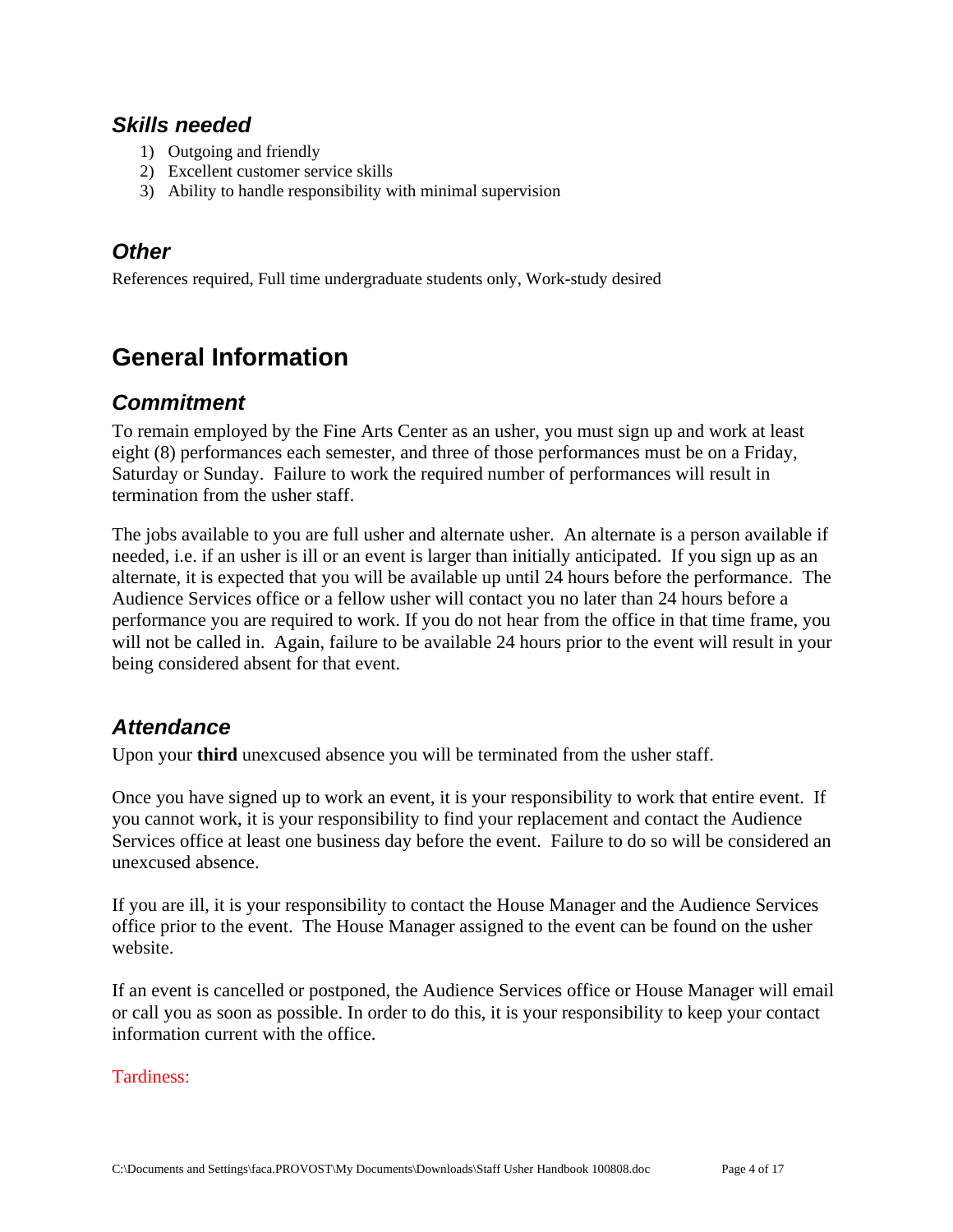### *Skills needed*

1) Outgoing and friendly
2) Excellent customer service skills
3) Ability to handle responsibility with minimal supervision

### *Other*

References required, Full time undergraduate students only, Work-study desired

## General Information

### *Commitment*

To remain employed by the Fine Arts Center as an usher, you must sign up and work at least eight (8) performances each semester, and three of those performances must be on a Friday, Saturday or Sunday. Failure to work the required number of performances will result in termination from the usher staff.

The jobs available to you are full usher and alternate usher. An alternate is a person available if needed, i.e. if an usher is ill or an event is larger than initially anticipated. If you sign up as an alternate, it is expected that you will be available up until 24 hours before the performance. The Audience Services office or a fellow usher will contact you no later than 24 hours before a performance you are required to work. If you do not hear from the office in that time frame, you will not be called in. Again, failure to be available 24 hours prior to the event will result in your being considered absent for that event.

### *Attendance*

Upon your **third** unexcused absence you will be terminated from the usher staff.

Once you have signed up to work an event, it is your responsibility to work that entire event. If you cannot work, it is your responsibility to find your replacement and contact the Audience Services office at least one business day before the event. Failure to do so will be considered an unexcused absence.

If you are ill, it is your responsibility to contact the House Manager and the Audience Services office prior to the event. The House Manager assigned to the event can be found on the usher website.

If an event is cancelled or postponed, the Audience Services office or House Manager will email or call you as soon as possible. In order to do this, it is your responsibility to keep your contact information current with the office.

Tardiness: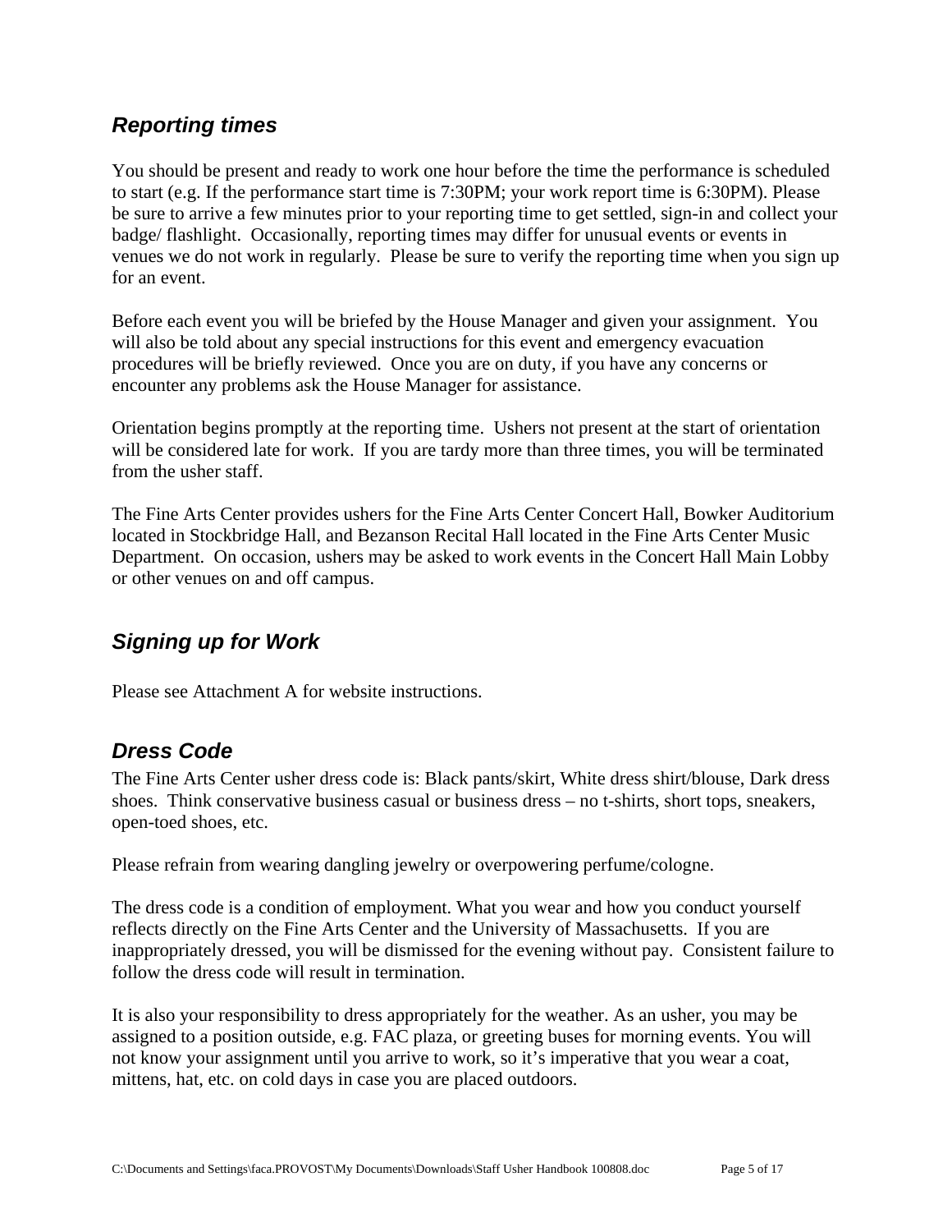## *Reporting times*

You should be present and ready to work one hour before the time the performance is scheduled to start (e.g. If the performance start time is 7:30PM; your work report time is 6:30PM). Please be sure to arrive a few minutes prior to your reporting time to get settled, sign-in and collect your badge/ flashlight. Occasionally, reporting times may differ for unusual events or events in venues we do not work in regularly. Please be sure to verify the reporting time when you sign up for an event.

Before each event you will be briefed by the House Manager and given your assignment. You will also be told about any special instructions for this event and emergency evacuation procedures will be briefly reviewed. Once you are on duty, if you have any concerns or encounter any problems ask the House Manager for assistance.

Orientation begins promptly at the reporting time. Ushers not present at the start of orientation will be considered late for work. If you are tardy more than three times, you will be terminated from the usher staff.

The Fine Arts Center provides ushers for the Fine Arts Center Concert Hall, Bowker Auditorium located in Stockbridge Hall, and Bezanson Recital Hall located in the Fine Arts Center Music Department. On occasion, ushers may be asked to work events in the Concert Hall Main Lobby or other venues on and off campus.

## *Signing up for Work*

Please see Attachment A for website instructions.

## *Dress Code*

The Fine Arts Center usher dress code is: Black pants/skirt, White dress shirt/blouse, Dark dress shoes. Think conservative business casual or business dress – no t-shirts, short tops, sneakers, open-toed shoes, etc.

Please refrain from wearing dangling jewelry or overpowering perfume/cologne.

The dress code is a condition of employment. What you wear and how you conduct yourself reflects directly on the Fine Arts Center and the University of Massachusetts. If you are inappropriately dressed, you will be dismissed for the evening without pay. Consistent failure to follow the dress code will result in termination.

It is also your responsibility to dress appropriately for the weather. As an usher, you may be assigned to a position outside, e.g. FAC plaza, or greeting buses for morning events. You will not know your assignment until you arrive to work, so it's imperative that you wear a coat, mittens, hat, etc. on cold days in case you are placed outdoors.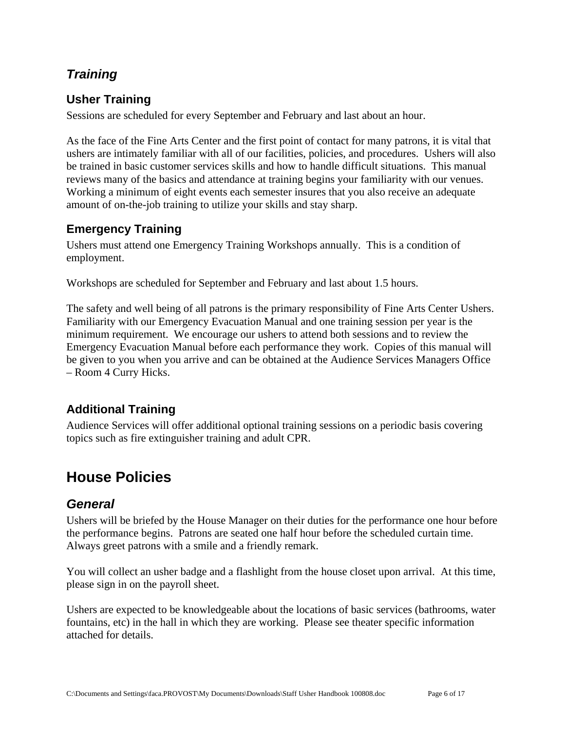### *Training*

#### Usher Training

Sessions are scheduled for every September and February and last about an hour.

As the face of the Fine Arts Center and the first point of contact for many patrons, it is vital that ushers are intimately familiar with all of our facilities, policies, and procedures.  Ushers will also be trained in basic customer services skills and how to handle difficult situations.  This manual reviews many of the basics and attendance at training begins your familiarity with our venues.  Working a minimum of eight events each semester insures that you also receive an adequate amount of on-the-job training to utilize your skills and stay sharp.

#### Emergency Training

Ushers must attend one Emergency Training Workshops annually.  This is a condition of employment.

Workshops are scheduled for September and February and last about 1.5 hours.

The safety and well being of all patrons is the primary responsibility of Fine Arts Center Ushers.  Familiarity with our Emergency Evacuation Manual and one training session per year is the minimum requirement.  We encourage our ushers to attend both sessions and to review the Emergency Evacuation Manual before each performance they work.  Copies of this manual will be given to you when you arrive and can be obtained at the Audience Services Managers Office – Room 4 Curry Hicks.

#### Additional Training

Audience Services will offer additional optional training sessions on a periodic basis covering topics such as fire extinguisher training and adult CPR.

## House Policies

### *General*

Ushers will be briefed by the House Manager on their duties for the performance one hour before the performance begins.  Patrons are seated one half hour before the scheduled curtain time.  Always greet patrons with a smile and a friendly remark.

You will collect an usher badge and a flashlight from the house closet upon arrival.  At this time, please sign in on the payroll sheet.

Ushers are expected to be knowledgeable about the locations of basic services (bathrooms, water fountains, etc) in the hall in which they are working.  Please see theater specific information attached for details.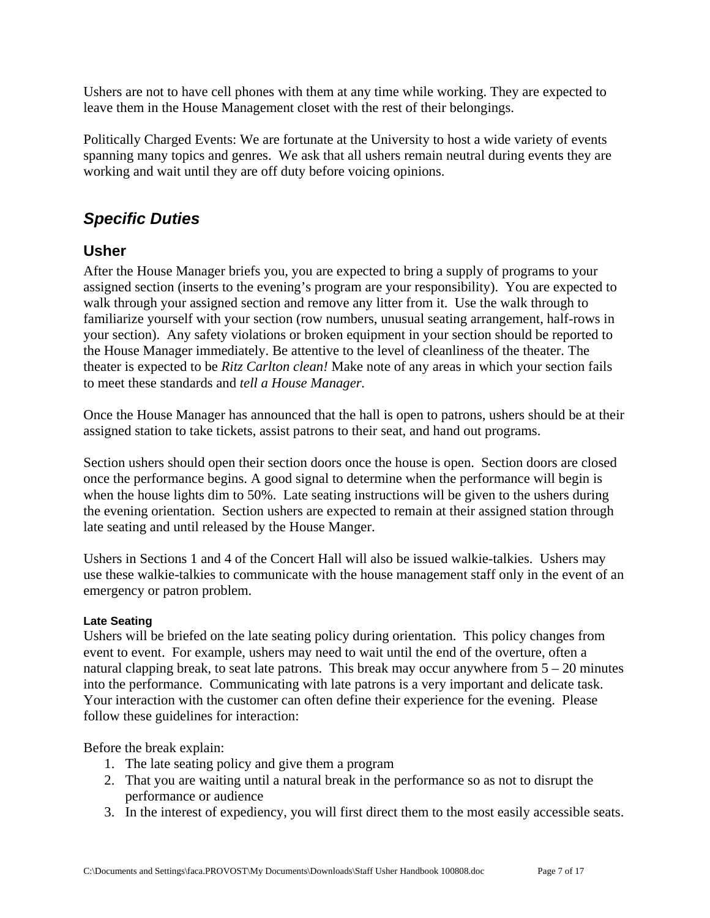Ushers are not to have cell phones with them at any time while working. They are expected to leave them in the House Management closet with the rest of their belongings.

Politically Charged Events: We are fortunate at the University to host a wide variety of events spanning many topics and genres. We ask that all ushers remain neutral during events they are working and wait until they are off duty before voicing opinions.

## *Specific Duties*

### Usher

After the House Manager briefs you, you are expected to bring a supply of programs to your assigned section (inserts to the evening's program are your responsibility). You are expected to walk through your assigned section and remove any litter from it. Use the walk through to familiarize yourself with your section (row numbers, unusual seating arrangement, half-rows in your section). Any safety violations or broken equipment in your section should be reported to the House Manager immediately. Be attentive to the level of cleanliness of the theater. The theater is expected to be *Ritz Carlton clean!* Make note of any areas in which your section fails to meet these standards and *tell a House Manager.*

Once the House Manager has announced that the hall is open to patrons, ushers should be at their assigned station to take tickets, assist patrons to their seat, and hand out programs.

Section ushers should open their section doors once the house is open. Section doors are closed once the performance begins. A good signal to determine when the performance will begin is when the house lights dim to 50%. Late seating instructions will be given to the ushers during the evening orientation. Section ushers are expected to remain at their assigned station through late seating and until released by the House Manger.

Ushers in Sections 1 and 4 of the Concert Hall will also be issued walkie-talkies. Ushers may use these walkie-talkies to communicate with the house management staff only in the event of an emergency or patron problem.

#### Late Seating

Ushers will be briefed on the late seating policy during orientation. This policy changes from event to event. For example, ushers may need to wait until the end of the overture, often a natural clapping break, to seat late patrons. This break may occur anywhere from 5 – 20 minutes into the performance. Communicating with late patrons is a very important and delicate task. Your interaction with the customer can often define their experience for the evening. Please follow these guidelines for interaction:

Before the break explain:

1. The late seating policy and give them a program
2. That you are waiting until a natural break in the performance so as not to disrupt the performance or audience
3. In the interest of expediency, you will first direct them to the most easily accessible seats.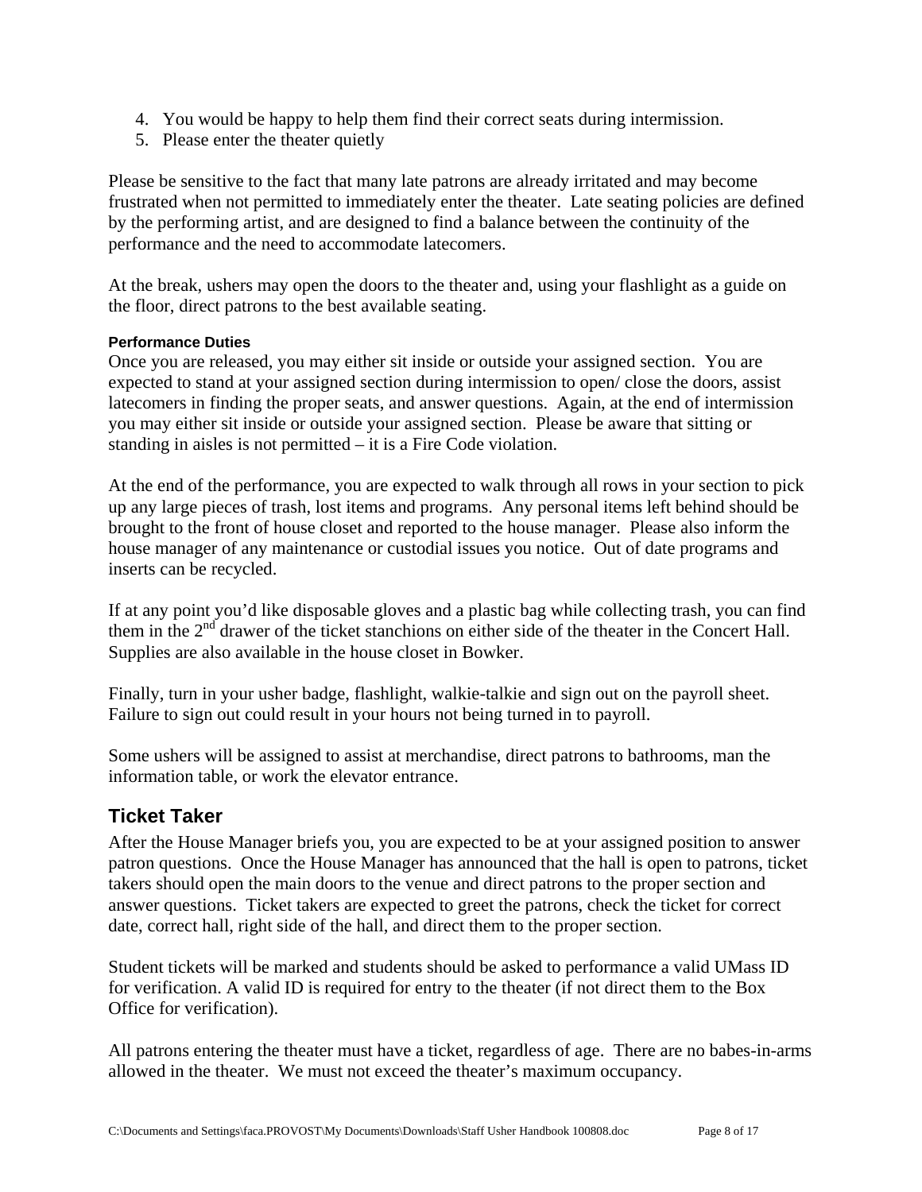4. You would be happy to help them find their correct seats during intermission.
5. Please enter the theater quietly

Please be sensitive to the fact that many late patrons are already irritated and may become frustrated when not permitted to immediately enter the theater. Late seating policies are defined by the performing artist, and are designed to find a balance between the continuity of the performance and the need to accommodate latecomers.

At the break, ushers may open the doors to the theater and, using your flashlight as a guide on the floor, direct patrons to the best available seating.

#### Performance Duties

Once you are released, you may either sit inside or outside your assigned section. You are expected to stand at your assigned section during intermission to open/ close the doors, assist latecomers in finding the proper seats, and answer questions. Again, at the end of intermission you may either sit inside or outside your assigned section. Please be aware that sitting or standing in aisles is not permitted – it is a Fire Code violation.

At the end of the performance, you are expected to walk through all rows in your section to pick up any large pieces of trash, lost items and programs. Any personal items left behind should be brought to the front of house closet and reported to the house manager. Please also inform the house manager of any maintenance or custodial issues you notice. Out of date programs and inserts can be recycled.

If at any point you'd like disposable gloves and a plastic bag while collecting trash, you can find them in the 2nd drawer of the ticket stanchions on either side of the theater in the Concert Hall. Supplies are also available in the house closet in Bowker.

Finally, turn in your usher badge, flashlight, walkie-talkie and sign out on the payroll sheet. Failure to sign out could result in your hours not being turned in to payroll.

Some ushers will be assigned to assist at merchandise, direct patrons to bathrooms, man the information table, or work the elevator entrance.

## Ticket Taker

After the House Manager briefs you, you are expected to be at your assigned position to answer patron questions. Once the House Manager has announced that the hall is open to patrons, ticket takers should open the main doors to the venue and direct patrons to the proper section and answer questions. Ticket takers are expected to greet the patrons, check the ticket for correct date, correct hall, right side of the hall, and direct them to the proper section.

Student tickets will be marked and students should be asked to performance a valid UMass ID for verification. A valid ID is required for entry to the theater (if not direct them to the Box Office for verification).

All patrons entering the theater must have a ticket, regardless of age. There are no babes-in-arms allowed in the theater. We must not exceed the theater's maximum occupancy.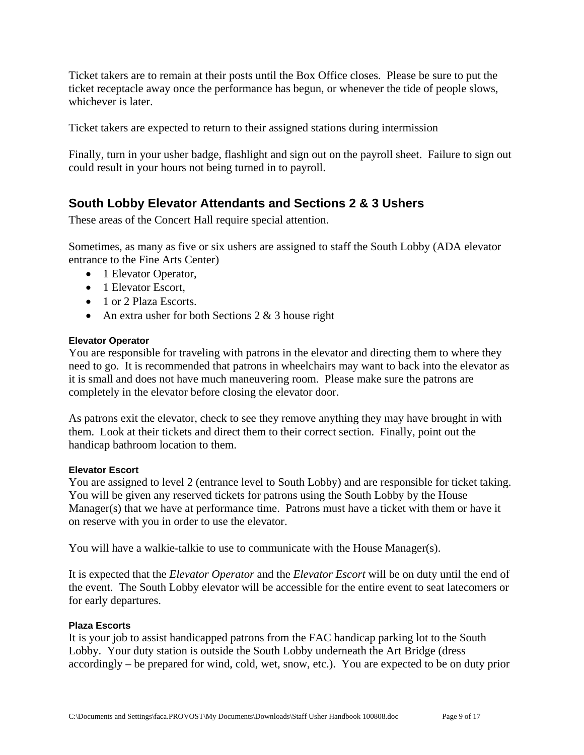Ticket takers are to remain at their posts until the Box Office closes.  Please be sure to put the ticket receptacle away once the performance has begun, or whenever the tide of people slows, whichever is later.

Ticket takers are expected to return to their assigned stations during intermission

Finally, turn in your usher badge, flashlight and sign out on the payroll sheet.  Failure to sign out could result in your hours not being turned in to payroll.

## South Lobby Elevator Attendants and Sections 2 & 3 Ushers

These areas of the Concert Hall require special attention.

Sometimes, as many as five or six ushers are assigned to staff the South Lobby (ADA elevator entrance to the Fine Arts Center)

- 1 Elevator Operator,
- 1 Elevator Escort,
- 1 or 2 Plaza Escorts.
- An extra usher for both Sections 2 & 3 house right

#### Elevator Operator

You are responsible for traveling with patrons in the elevator and directing them to where they need to go.  It is recommended that patrons in wheelchairs may want to back into the elevator as it is small and does not have much maneuvering room.  Please make sure the patrons are completely in the elevator before closing the elevator door.

As patrons exit the elevator, check to see they remove anything they may have brought in with them.  Look at their tickets and direct them to their correct section.  Finally, point out the handicap bathroom location to them.

#### Elevator Escort

You are assigned to level 2 (entrance level to South Lobby) and are responsible for ticket taking. You will be given any reserved tickets for patrons using the South Lobby by the House Manager(s) that we have at performance time.  Patrons must have a ticket with them or have it on reserve with you in order to use the elevator.

You will have a walkie-talkie to use to communicate with the House Manager(s).

It is expected that the *Elevator Operator* and the *Elevator Escort* will be on duty until the end of the event.  The South Lobby elevator will be accessible for the entire event to seat latecomers or for early departures.

#### Plaza Escorts

It is your job to assist handicapped patrons from the FAC handicap parking lot to the South Lobby.  Your duty station is outside the South Lobby underneath the Art Bridge (dress accordingly – be prepared for wind, cold, wet, snow, etc.).  You are expected to be on duty prior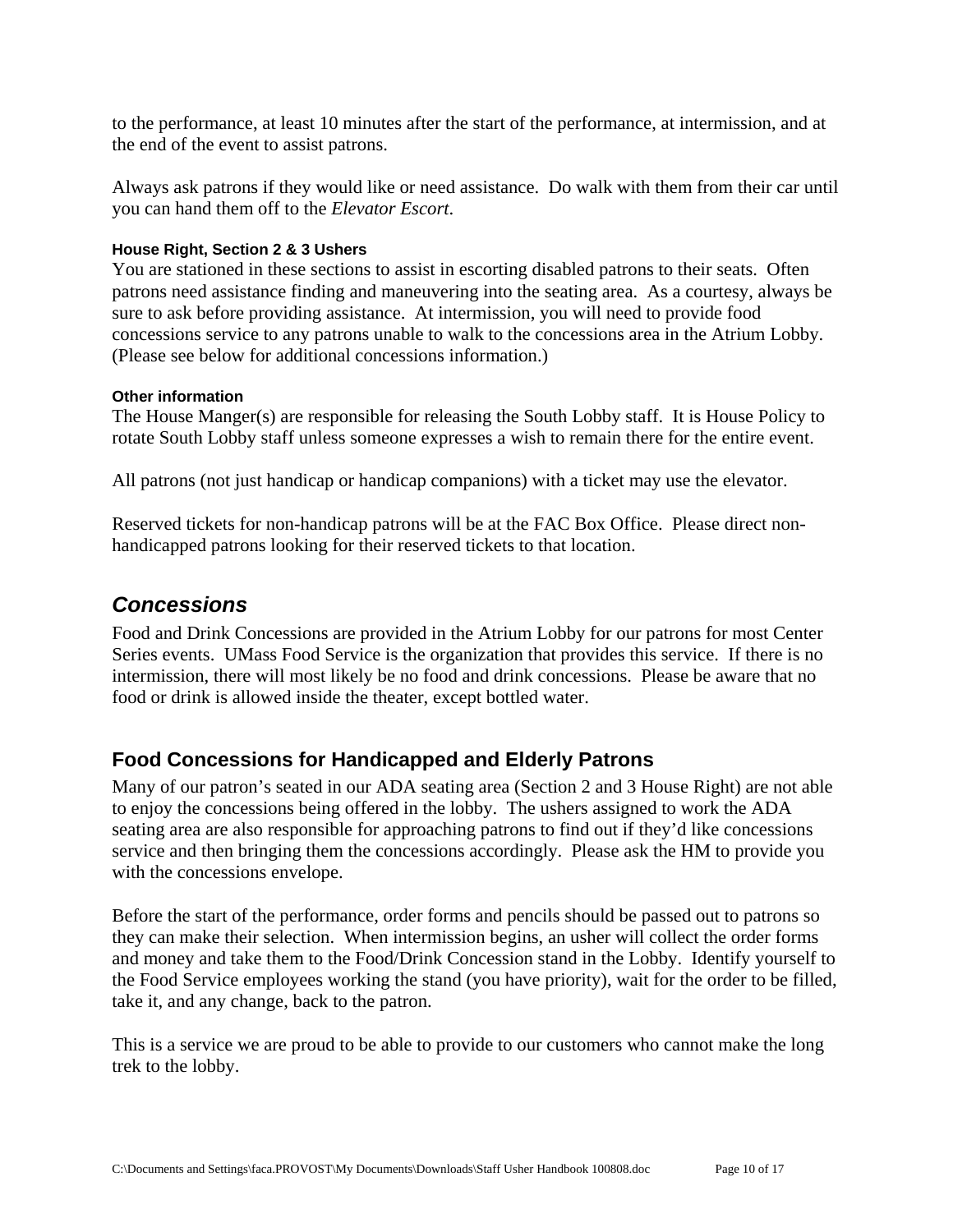to the performance, at least 10 minutes after the start of the performance, at intermission, and at the end of the event to assist patrons.

Always ask patrons if they would like or need assistance. Do walk with them from their car until you can hand them off to the *Elevator Escort*.

**House Right, Section 2 & 3 Ushers**

You are stationed in these sections to assist in escorting disabled patrons to their seats. Often patrons need assistance finding and maneuvering into the seating area. As a courtesy, always be sure to ask before providing assistance. At intermission, you will need to provide food concessions service to any patrons unable to walk to the concessions area in the Atrium Lobby. (Please see below for additional concessions information.)

**Other information**

The House Manger(s) are responsible for releasing the South Lobby staff. It is House Policy to rotate South Lobby staff unless someone expresses a wish to remain there for the entire event.

All patrons (not just handicap or handicap companions) with a ticket may use the elevator.

Reserved tickets for non-handicap patrons will be at the FAC Box Office. Please direct non-handicapped patrons looking for their reserved tickets to that location.

## *Concessions*

Food and Drink Concessions are provided in the Atrium Lobby for our patrons for most Center Series events. UMass Food Service is the organization that provides this service. If there is no intermission, there will most likely be no food and drink concessions. Please be aware that no food or drink is allowed inside the theater, except bottled water.

### Food Concessions for Handicapped and Elderly Patrons

Many of our patron's seated in our ADA seating area (Section 2 and 3 House Right) are not able to enjoy the concessions being offered in the lobby. The ushers assigned to work the ADA seating area are also responsible for approaching patrons to find out if they'd like concessions service and then bringing them the concessions accordingly. Please ask the HM to provide you with the concessions envelope.

Before the start of the performance, order forms and pencils should be passed out to patrons so they can make their selection. When intermission begins, an usher will collect the order forms and money and take them to the Food/Drink Concession stand in the Lobby. Identify yourself to the Food Service employees working the stand (you have priority), wait for the order to be filled, take it, and any change, back to the patron.

This is a service we are proud to be able to provide to our customers who cannot make the long trek to the lobby.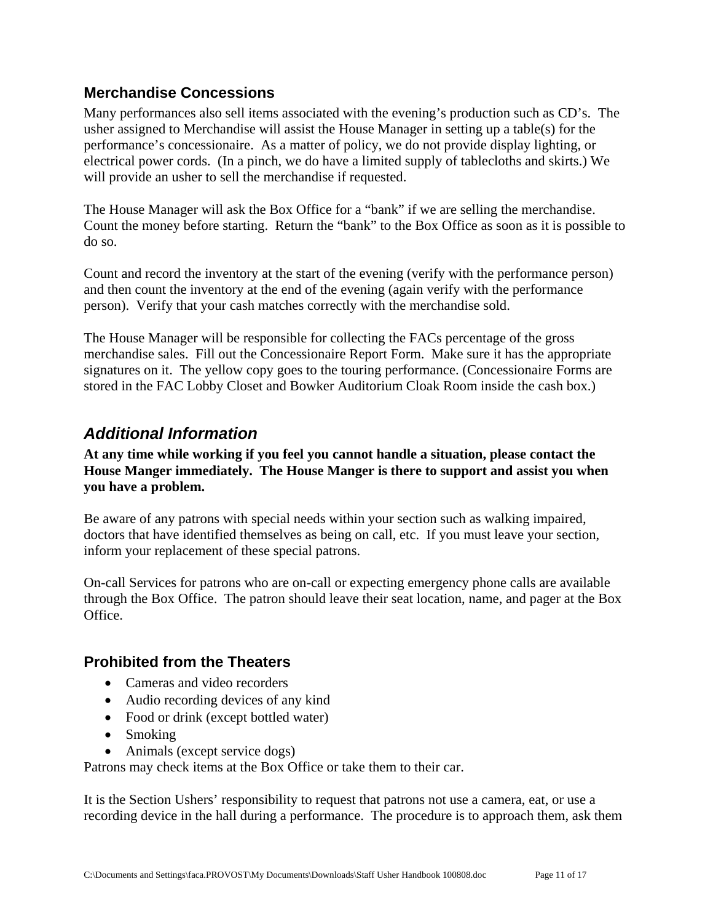### Merchandise Concessions

Many performances also sell items associated with the evening's production such as CD's. The usher assigned to Merchandise will assist the House Manager in setting up a table(s) for the performance's concessionaire. As a matter of policy, we do not provide display lighting, or electrical power cords. (In a pinch, we do have a limited supply of tablecloths and skirts.) We will provide an usher to sell the merchandise if requested.

The House Manager will ask the Box Office for a "bank" if we are selling the merchandise. Count the money before starting. Return the "bank" to the Box Office as soon as it is possible to do so.

Count and record the inventory at the start of the evening (verify with the performance person) and then count the inventory at the end of the evening (again verify with the performance person). Verify that your cash matches correctly with the merchandise sold.

The House Manager will be responsible for collecting the FACs percentage of the gross merchandise sales. Fill out the Concessionaire Report Form. Make sure it has the appropriate signatures on it. The yellow copy goes to the touring performance. (Concessionaire Forms are stored in the FAC Lobby Closet and Bowker Auditorium Cloak Room inside the cash box.)

## *Additional Information*

**At any time while working if you feel you cannot handle a situation, please contact the House Manger immediately. The House Manger is there to support and assist you when you have a problem.**

Be aware of any patrons with special needs within your section such as walking impaired, doctors that have identified themselves as being on call, etc. If you must leave your section, inform your replacement of these special patrons.

On-call Services for patrons who are on-call or expecting emergency phone calls are available through the Box Office. The patron should leave their seat location, name, and pager at the Box Office.

### Prohibited from the Theaters

- Cameras and video recorders
- Audio recording devices of any kind
- Food or drink (except bottled water)
- Smoking
- Animals (except service dogs)

Patrons may check items at the Box Office or take them to their car.

It is the Section Ushers' responsibility to request that patrons not use a camera, eat, or use a recording device in the hall during a performance. The procedure is to approach them, ask them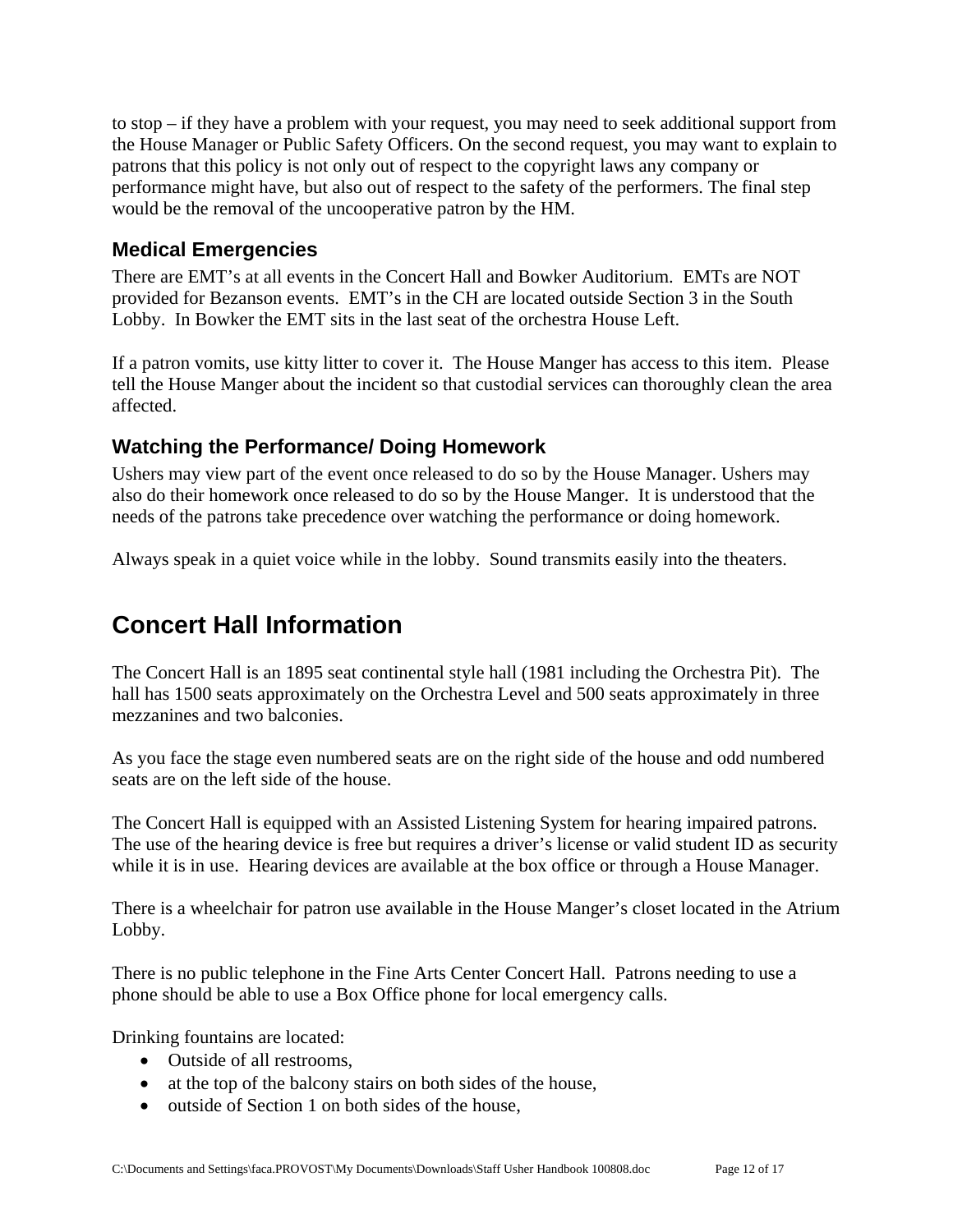to stop – if they have a problem with your request, you may need to seek additional support from the House Manager or Public Safety Officers. On the second request, you may want to explain to patrons that this policy is not only out of respect to the copyright laws any company or performance might have, but also out of respect to the safety of the performers. The final step would be the removal of the uncooperative patron by the HM.

### Medical Emergencies

There are EMT's at all events in the Concert Hall and Bowker Auditorium. EMTs are NOT provided for Bezanson events. EMT's in the CH are located outside Section 3 in the South Lobby. In Bowker the EMT sits in the last seat of the orchestra House Left.

If a patron vomits, use kitty litter to cover it. The House Manger has access to this item. Please tell the House Manger about the incident so that custodial services can thoroughly clean the area affected.

### Watching the Performance/ Doing Homework

Ushers may view part of the event once released to do so by the House Manager. Ushers may also do their homework once released to do so by the House Manger. It is understood that the needs of the patrons take precedence over watching the performance or doing homework.

Always speak in a quiet voice while in the lobby. Sound transmits easily into the theaters.

## Concert Hall Information

The Concert Hall is an 1895 seat continental style hall (1981 including the Orchestra Pit). The hall has 1500 seats approximately on the Orchestra Level and 500 seats approximately in three mezzanines and two balconies.

As you face the stage even numbered seats are on the right side of the house and odd numbered seats are on the left side of the house.

The Concert Hall is equipped with an Assisted Listening System for hearing impaired patrons. The use of the hearing device is free but requires a driver's license or valid student ID as security while it is in use. Hearing devices are available at the box office or through a House Manager.

There is a wheelchair for patron use available in the House Manger's closet located in the Atrium Lobby.

There is no public telephone in the Fine Arts Center Concert Hall. Patrons needing to use a phone should be able to use a Box Office phone for local emergency calls.

Drinking fountains are located:

- Outside of all restrooms,
- at the top of the balcony stairs on both sides of the house,
- outside of Section 1 on both sides of the house,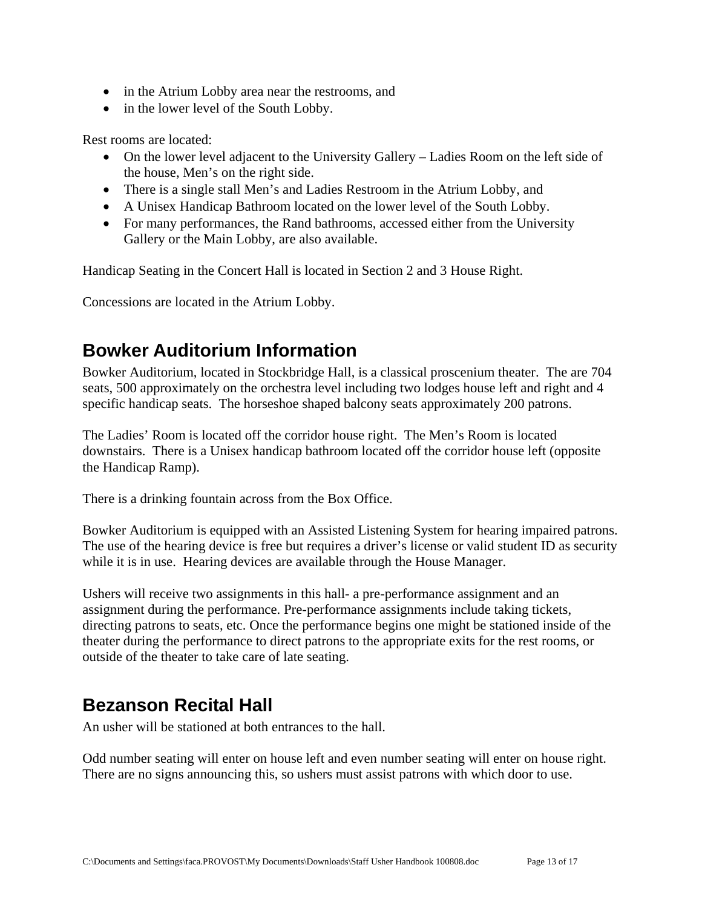- in the Atrium Lobby area near the restrooms, and
- in the lower level of the South Lobby.

Rest rooms are located:

- On the lower level adjacent to the University Gallery – Ladies Room on the left side of the house, Men's on the right side.
- There is a single stall Men's and Ladies Restroom in the Atrium Lobby, and
- A Unisex Handicap Bathroom located on the lower level of the South Lobby.
- For many performances, the Rand bathrooms, accessed either from the University Gallery or the Main Lobby, are also available.

Handicap Seating in the Concert Hall is located in Section 2 and 3 House Right.

Concessions are located in the Atrium Lobby.

## Bowker Auditorium Information

Bowker Auditorium, located in Stockbridge Hall, is a classical proscenium theater. The are 704 seats, 500 approximately on the orchestra level including two lodges house left and right and 4 specific handicap seats. The horseshoe shaped balcony seats approximately 200 patrons.

The Ladies' Room is located off the corridor house right. The Men's Room is located downstairs. There is a Unisex handicap bathroom located off the corridor house left (opposite the Handicap Ramp).

There is a drinking fountain across from the Box Office.

Bowker Auditorium is equipped with an Assisted Listening System for hearing impaired patrons. The use of the hearing device is free but requires a driver's license or valid student ID as security while it is in use. Hearing devices are available through the House Manager.

Ushers will receive two assignments in this hall- a pre-performance assignment and an assignment during the performance. Pre-performance assignments include taking tickets, directing patrons to seats, etc. Once the performance begins one might be stationed inside of the theater during the performance to direct patrons to the appropriate exits for the rest rooms, or outside of the theater to take care of late seating.

## Bezanson Recital Hall

An usher will be stationed at both entrances to the hall.

Odd number seating will enter on house left and even number seating will enter on house right. There are no signs announcing this, so ushers must assist patrons with which door to use.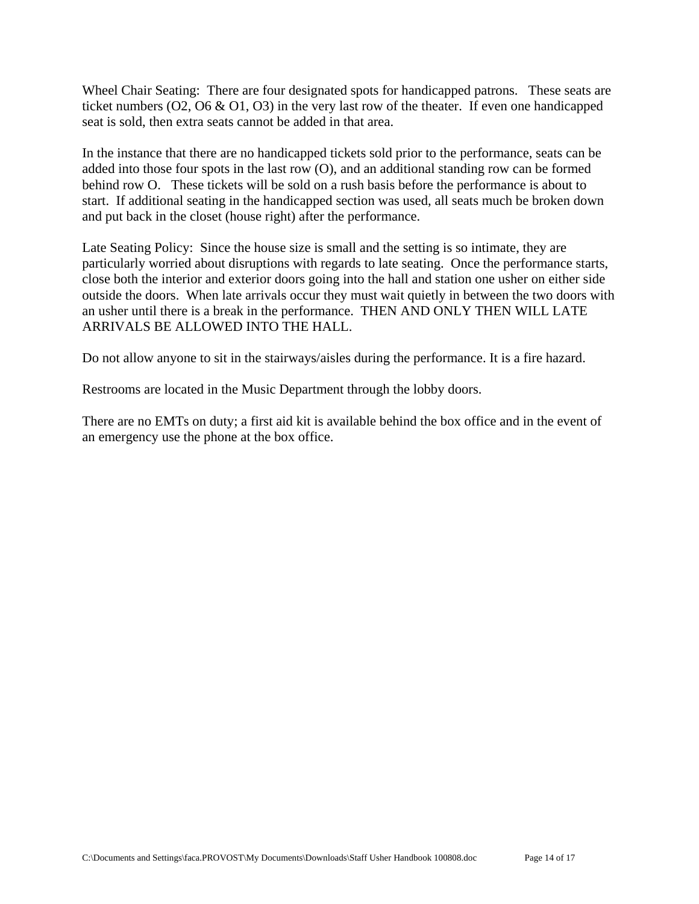Wheel Chair Seating: There are four designated spots for handicapped patrons. These seats are ticket numbers (O2, O6 & O1, O3) in the very last row of the theater. If even one handicapped seat is sold, then extra seats cannot be added in that area.

In the instance that there are no handicapped tickets sold prior to the performance, seats can be added into those four spots in the last row (O), and an additional standing row can be formed behind row O. These tickets will be sold on a rush basis before the performance is about to start. If additional seating in the handicapped section was used, all seats much be broken down and put back in the closet (house right) after the performance.

Late Seating Policy: Since the house size is small and the setting is so intimate, they are particularly worried about disruptions with regards to late seating. Once the performance starts, close both the interior and exterior doors going into the hall and station one usher on either side outside the doors. When late arrivals occur they must wait quietly in between the two doors with an usher until there is a break in the performance. THEN AND ONLY THEN WILL LATE ARRIVALS BE ALLOWED INTO THE HALL.

Do not allow anyone to sit in the stairways/aisles during the performance. It is a fire hazard.

Restrooms are located in the Music Department through the lobby doors.

There are no EMTs on duty; a first aid kit is available behind the box office and in the event of an emergency use the phone at the box office.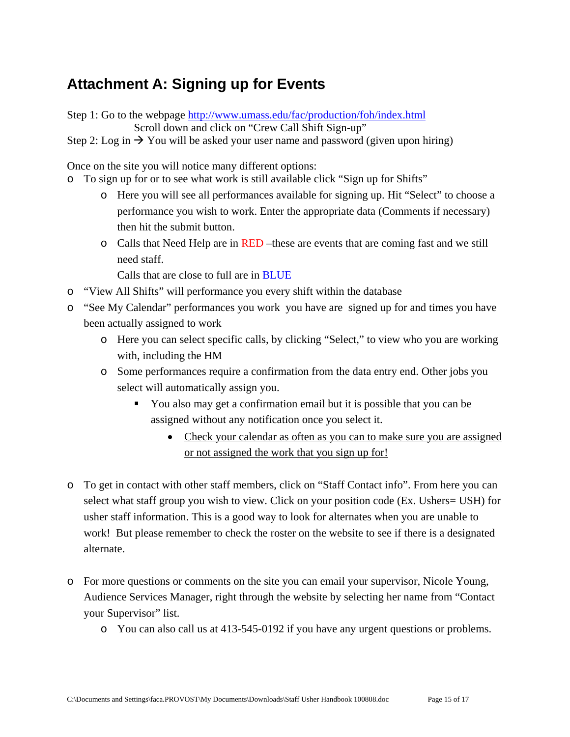## Attachment A: Signing up for Events

Step 1: Go to the webpage http://www.umass.edu/fac/production/foh/index.html
Scroll down and click on "Crew Call Shift Sign-up"
Step 2: Log in → You will be asked your user name and password (given upon hiring)

Once on the site you will notice many different options:

- To sign up for or to see what work is still available click "Sign up for Shifts"
  - Here you will see all performances available for signing up. Hit "Select" to choose a performance you wish to work. Enter the appropriate data (Comments if necessary) then hit the submit button.
  - Calls that Need Help are in RED –these are events that are coming fast and we still need staff.
    Calls that are close to full are in BLUE
- "View All Shifts" will performance you every shift within the database
- "See My Calendar" performances you work you have are signed up for and times you have been actually assigned to work
  - Here you can select specific calls, by clicking "Select," to view who you are working with, including the HM
  - Some performances require a confirmation from the data entry end. Other jobs you select will automatically assign you.
    - You also may get a confirmation email but it is possible that you can be assigned without any notification once you select it.
      - <u>Check your calendar as often as you can to make sure you are assigned or not assigned the work that you sign up for!</u>

- To get in contact with other staff members, click on "Staff Contact info". From here you can select what staff group you wish to view. Click on your position code (Ex. Ushers= USH) for usher staff information. This is a good way to look for alternates when you are unable to work! But please remember to check the roster on the website to see if there is a designated alternate.

- For more questions or comments on the site you can email your supervisor, Nicole Young, Audience Services Manager, right through the website by selecting her name from "Contact your Supervisor" list.
  - You can also call us at 413-545-0192 if you have any urgent questions or problems.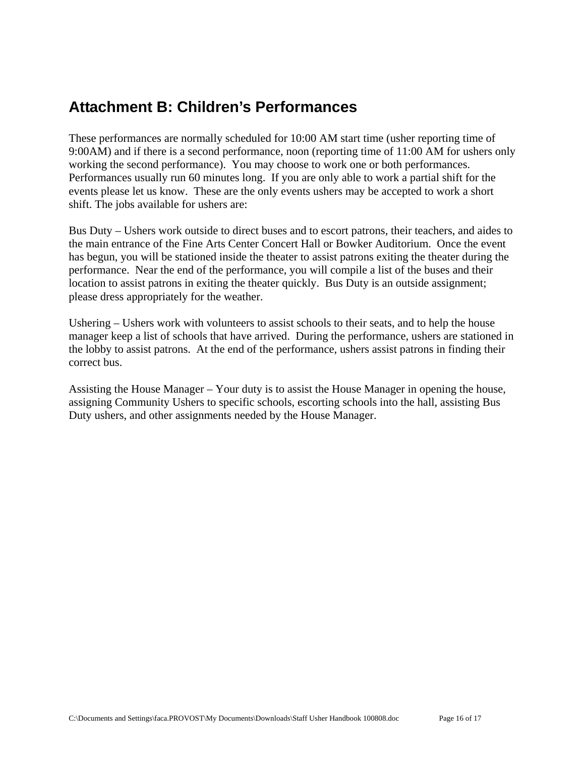## Attachment B: Children's Performances

These performances are normally scheduled for 10:00 AM start time (usher reporting time of 9:00AM) and if there is a second performance, noon (reporting time of 11:00 AM for ushers only working the second performance). You may choose to work one or both performances. Performances usually run 60 minutes long. If you are only able to work a partial shift for the events please let us know. These are the only events ushers may be accepted to work a short shift. The jobs available for ushers are:

Bus Duty – Ushers work outside to direct buses and to escort patrons, their teachers, and aides to the main entrance of the Fine Arts Center Concert Hall or Bowker Auditorium. Once the event has begun, you will be stationed inside the theater to assist patrons exiting the theater during the performance. Near the end of the performance, you will compile a list of the buses and their location to assist patrons in exiting the theater quickly. Bus Duty is an outside assignment; please dress appropriately for the weather.

Ushering – Ushers work with volunteers to assist schools to their seats, and to help the house manager keep a list of schools that have arrived. During the performance, ushers are stationed in the lobby to assist patrons. At the end of the performance, ushers assist patrons in finding their correct bus.

Assisting the House Manager – Your duty is to assist the House Manager in opening the house, assigning Community Ushers to specific schools, escorting schools into the hall, assisting Bus Duty ushers, and other assignments needed by the House Manager.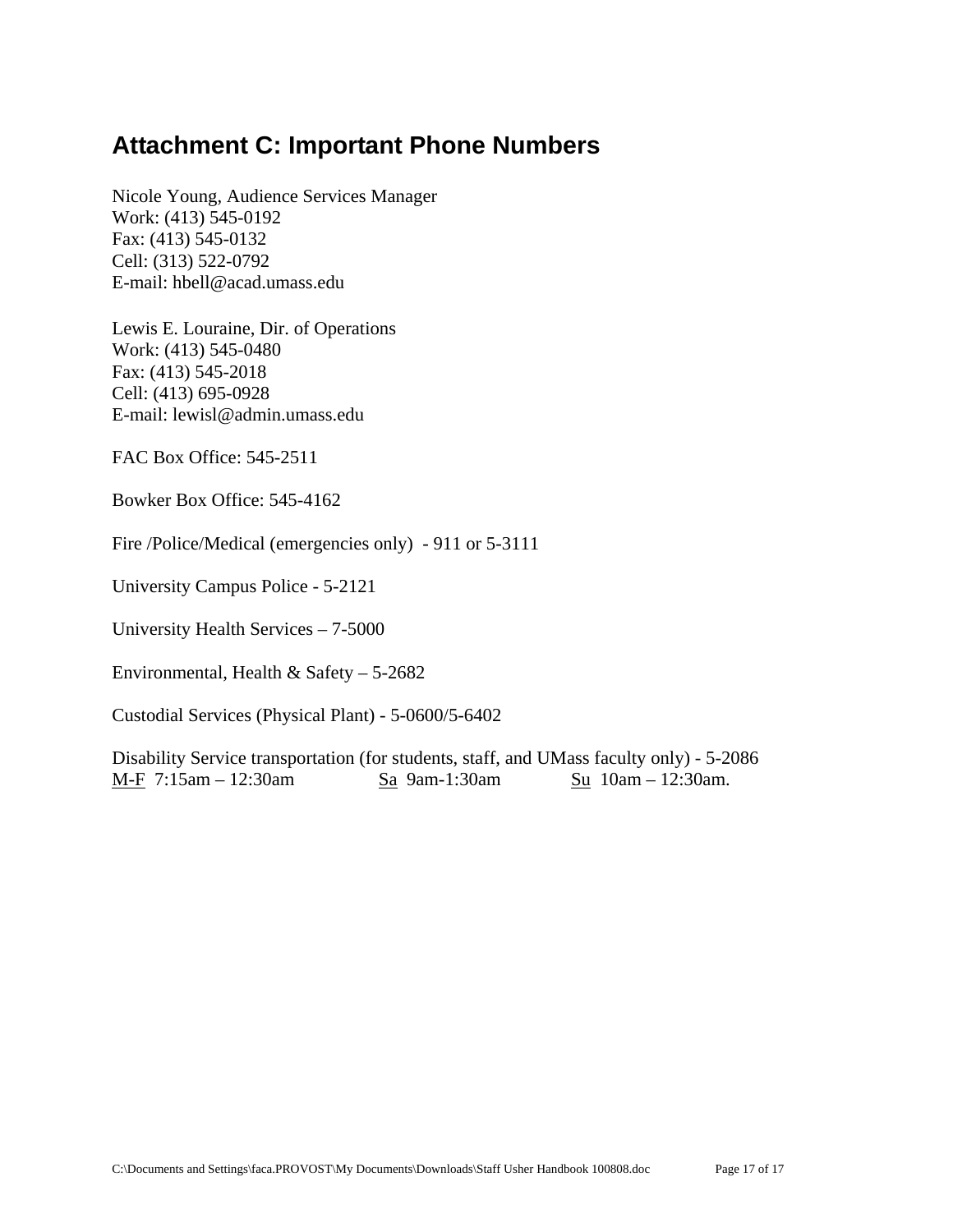## Attachment C: Important Phone Numbers

Nicole Young, Audience Services Manager
Work: (413) 545-0192
Fax: (413) 545-0132
Cell: (313) 522-0792
E-mail: hbell@acad.umass.edu

Lewis E. Louraine, Dir. of Operations
Work: (413) 545-0480
Fax: (413) 545-2018
Cell: (413) 695-0928
E-mail: lewisl@admin.umass.edu

FAC Box Office: 545-2511

Bowker Box Office: 545-4162

Fire /Police/Medical (emergencies only) - 911 or 5-3111

University Campus Police - 5-2121

University Health Services – 7-5000

Environmental, Health & Safety – 5-2682

Custodial Services (Physical Plant) - 5-0600/5-6402

Disability Service transportation (for students, staff, and UMass faculty only) - 5-2086
M-F 7:15am – 12:30am Sa 9am-1:30am Su 10am – 12:30am.